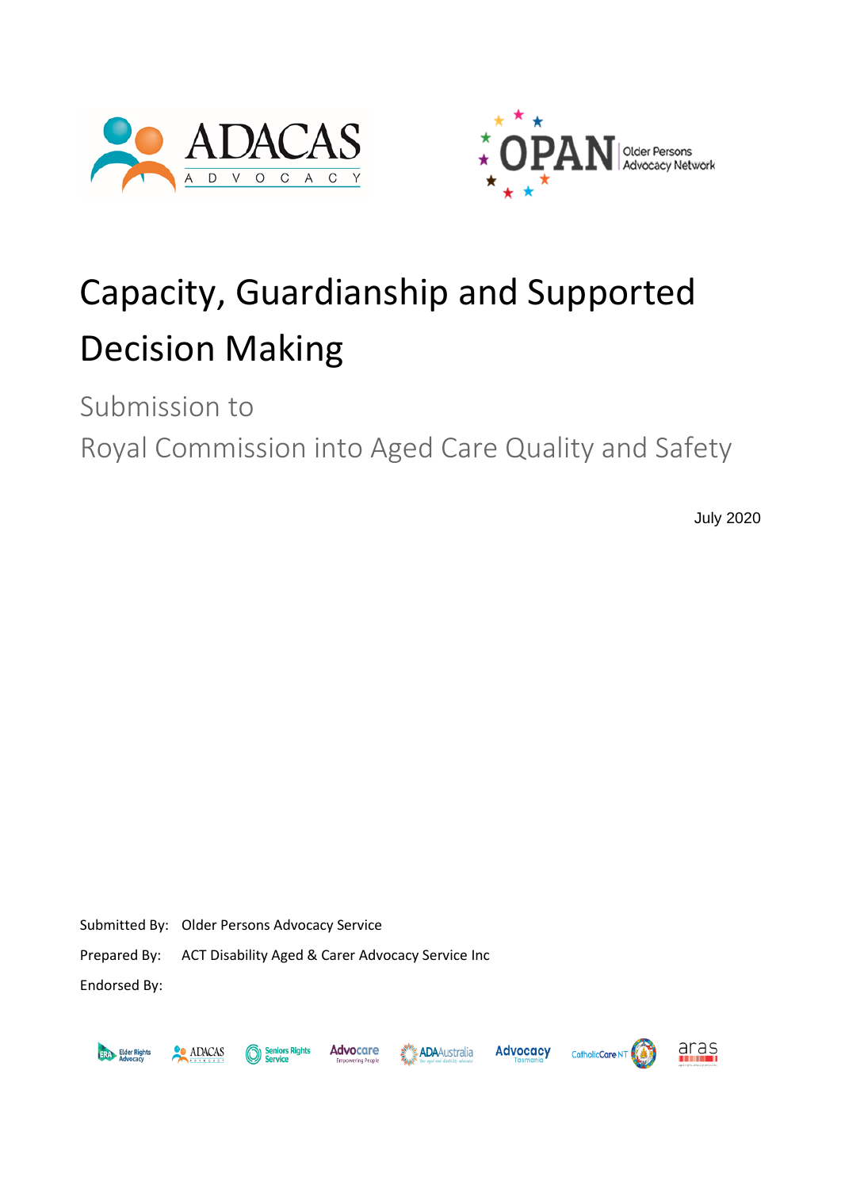# Capacity, Guardianship and Supported Decision Making

## Submission to Royal Commission into Aged Care Quality and Safety

July 2020

Submitted By: Older Persons Advocacy Service

Prepared By: ACT Disability Aged & Carer Advocacy Service Inc

Endorsed By: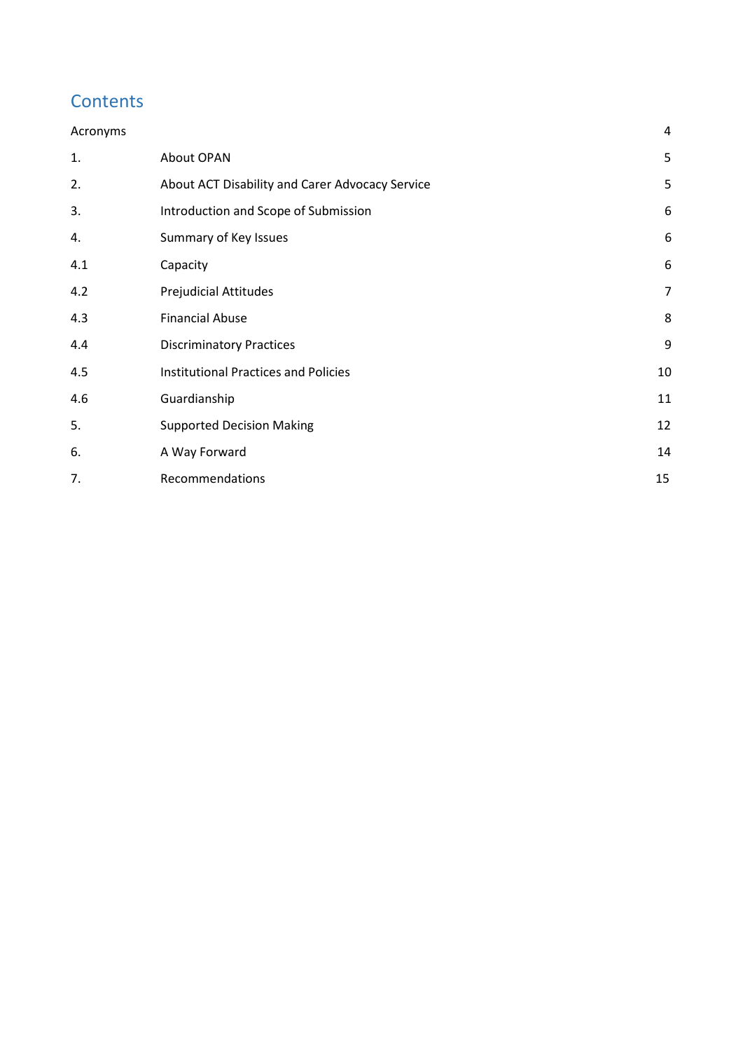# Contents

| | | |
|---|---|---|
| Acronyms | | 4 |
| 1. | About OPAN | 5 |
| 2. | About ACT Disability and Carer Advocacy Service | 5 |
| 3. | Introduction and Scope of Submission | 6 |
| 4. | Summary of Key Issues | 6 |
| 4.1 | Capacity | 6 |
| 4.2 | Prejudicial Attitudes | 7 |
| 4.3 | Financial Abuse | 8 |
| 4.4 | Discriminatory Practices | 9 |
| 4.5 | Institutional Practices and Policies | 10 |
| 4.6 | Guardianship | 11 |
| 5. | Supported Decision Making | 12 |
| 6. | A Way Forward | 14 |
| 7. | Recommendations | 15 |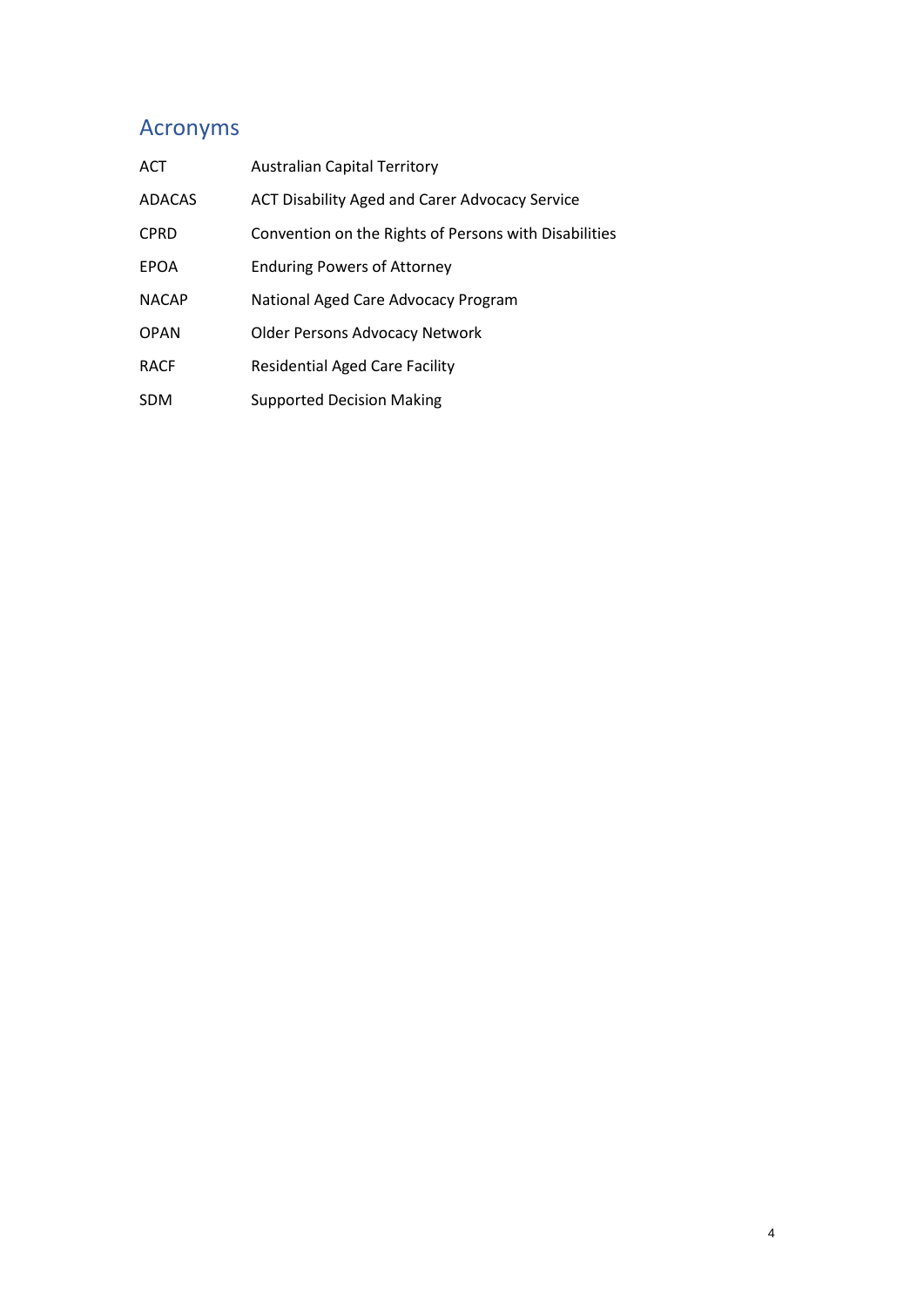## Acronyms

| | |
|---|---|
| ACT | Australian Capital Territory |
| ADACAS | ACT Disability Aged and Carer Advocacy Service |
| CPRD | Convention on the Rights of Persons with Disabilities |
| EPOA | Enduring Powers of Attorney |
| NACAP | National Aged Care Advocacy Program |
| OPAN | Older Persons Advocacy Network |
| RACF | Residential Aged Care Facility |
| SDM | Supported Decision Making |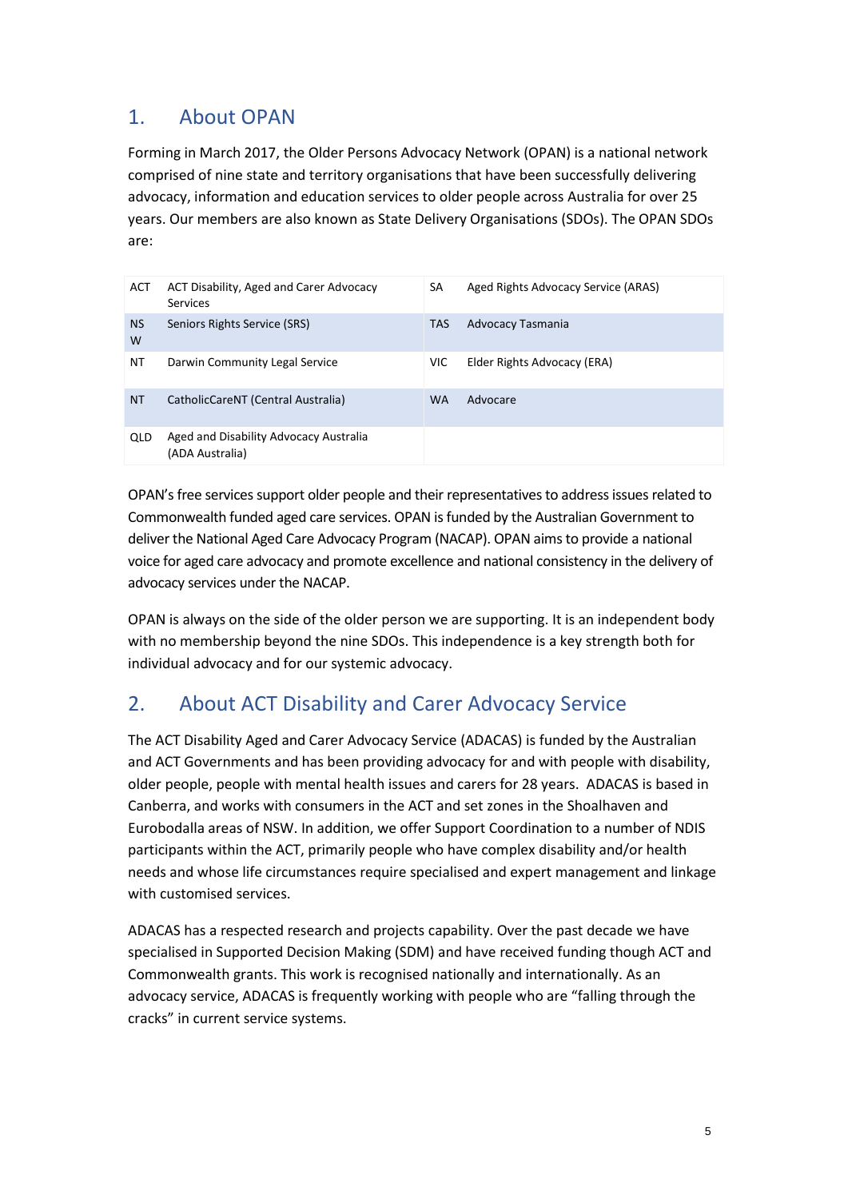## 1. About OPAN

Forming in March 2017, the Older Persons Advocacy Network (OPAN) is a national network comprised of nine state and territory organisations that have been successfully delivering advocacy, information and education services to older people across Australia for over 25 years. Our members are also known as State Delivery Organisations (SDOs). The OPAN SDOs are:

| | | | |
|---|---|---|---|
| ACT | ACT Disability, Aged and Carer Advocacy Services | SA | Aged Rights Advocacy Service (ARAS) |
| NSW | Seniors Rights Service (SRS) | TAS | Advocacy Tasmania |
| NT | Darwin Community Legal Service | VIC | Elder Rights Advocacy (ERA) |
| NT | CatholicCareNT (Central Australia) | WA | Advocare |
| QLD | Aged and Disability Advocacy Australia (ADA Australia) | | |

OPAN's free services support older people and their representatives to address issues related to Commonwealth funded aged care services. OPAN is funded by the Australian Government to deliver the National Aged Care Advocacy Program (NACAP). OPAN aims to provide a national voice for aged care advocacy and promote excellence and national consistency in the delivery of advocacy services under the NACAP.

OPAN is always on the side of the older person we are supporting. It is an independent body with no membership beyond the nine SDOs. This independence is a key strength both for individual advocacy and for our systemic advocacy.

## 2. About ACT Disability and Carer Advocacy Service

The ACT Disability Aged and Carer Advocacy Service (ADACAS) is funded by the Australian and ACT Governments and has been providing advocacy for and with people with disability, older people, people with mental health issues and carers for 28 years. ADACAS is based in Canberra, and works with consumers in the ACT and set zones in the Shoalhaven and Eurobodalla areas of NSW. In addition, we offer Support Coordination to a number of NDIS participants within the ACT, primarily people who have complex disability and/or health needs and whose life circumstances require specialised and expert management and linkage with customised services.

ADACAS has a respected research and projects capability. Over the past decade we have specialised in Supported Decision Making (SDM) and have received funding though ACT and Commonwealth grants. This work is recognised nationally and internationally. As an advocacy service, ADACAS is frequently working with people who are "falling through the cracks" in current service systems.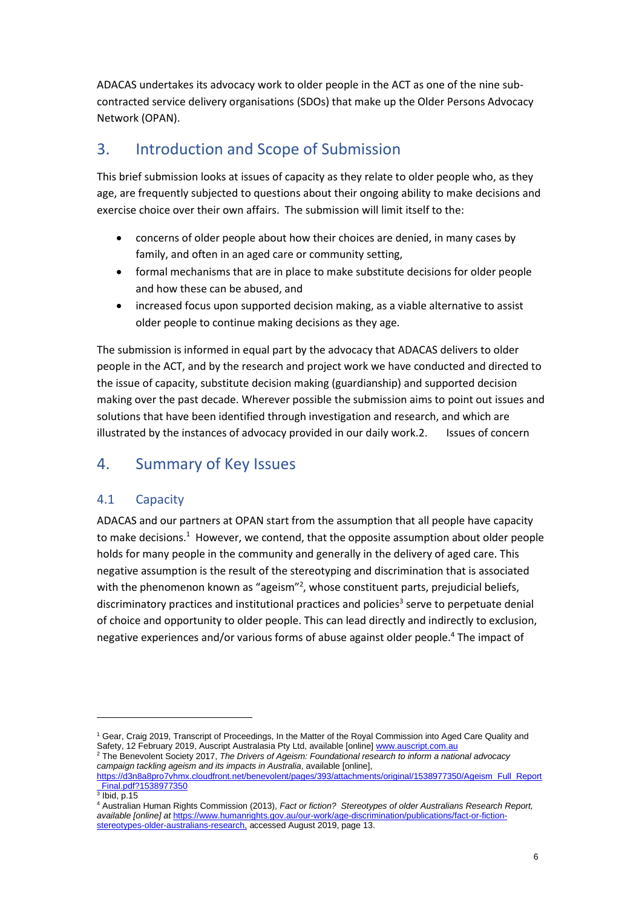ADACAS undertakes its advocacy work to older people in the ACT as one of the nine sub-contracted service delivery organisations (SDOs) that make up the Older Persons Advocacy Network (OPAN).

## 3. Introduction and Scope of Submission

This brief submission looks at issues of capacity as they relate to older people who, as they age, are frequently subjected to questions about their ongoing ability to make decisions and exercise choice over their own affairs. The submission will limit itself to the:

- concerns of older people about how their choices are denied, in many cases by family, and often in an aged care or community setting,
- formal mechanisms that are in place to make substitute decisions for older people and how these can be abused, and
- increased focus upon supported decision making, as a viable alternative to assist older people to continue making decisions as they age.

The submission is informed in equal part by the advocacy that ADACAS delivers to older people in the ACT, and by the research and project work we have conducted and directed to the issue of capacity, substitute decision making (guardianship) and supported decision making over the past decade. Wherever possible the submission aims to point out issues and solutions that have been identified through investigation and research, and which are illustrated by the instances of advocacy provided in our daily work.2. Issues of concern

## 4. Summary of Key Issues

### 4.1 Capacity

ADACAS and our partners at OPAN start from the assumption that all people have capacity to make decisions.[1] However, we contend, that the opposite assumption about older people holds for many people in the community and generally in the delivery of aged care. This negative assumption is the result of the stereotyping and discrimination that is associated with the phenomenon known as "ageism"[2], whose constituent parts, prejudicial beliefs, discriminatory practices and institutional practices and policies[3] serve to perpetuate denial of choice and opportunity to older people. This can lead directly and indirectly to exclusion, negative experiences and/or various forms of abuse against older people.[4] The impact of

---

[1] Gear, Craig 2019, Transcript of Proceedings, In the Matter of the Royal Commission into Aged Care Quality and Safety, 12 February 2019, Auscript Australasia Pty Ltd, available [online] www.auscript.com.au

[2] The Benevolent Society 2017, *The Drivers of Ageism: Foundational research to inform a national advocacy campaign tackling ageism and its impacts in Australia*, available [online], https://d3n8a8pro7vhmx.cloudfront.net/benevolent/pages/393/attachments/original/1538977350/Ageism_Full_Report_Final.pdf?1538977350

[3] Ibid, p.15

[4] Australian Human Rights Commission (2013), *Fact or fiction? Stereotypes of older Australians Research Report, available [online] at* https://www.humanrights.gov.au/our-work/age-discrimination/publications/fact-or-fiction-stereotypes-older-australians-research, accessed August 2019, page 13.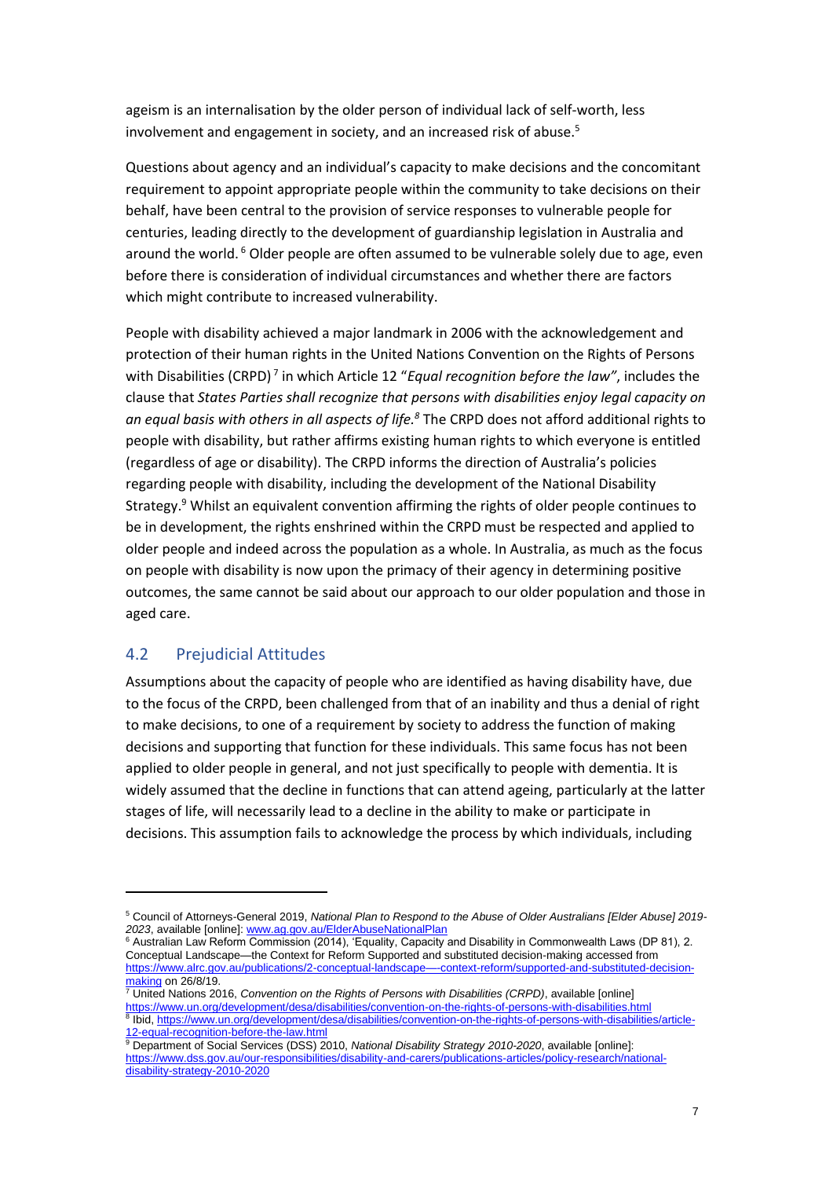ageism is an internalisation by the older person of individual lack of self-worth, less involvement and engagement in society, and an increased risk of abuse.[5]

Questions about agency and an individual's capacity to make decisions and the concomitant requirement to appoint appropriate people within the community to take decisions on their behalf, have been central to the provision of service responses to vulnerable people for centuries, leading directly to the development of guardianship legislation in Australia and around the world.[6] Older people are often assumed to be vulnerable solely due to age, even before there is consideration of individual circumstances and whether there are factors which might contribute to increased vulnerability.

People with disability achieved a major landmark in 2006 with the acknowledgement and protection of their human rights in the United Nations Convention on the Rights of Persons with Disabilities (CRPD)[7] in which Article 12 "*Equal recognition before the law*", includes the clause that *States Parties shall recognize that persons with disabilities enjoy legal capacity on an equal basis with others in all aspects of life.[8]* The CRPD does not afford additional rights to people with disability, but rather affirms existing human rights to which everyone is entitled (regardless of age or disability). The CRPD informs the direction of Australia's policies regarding people with disability, including the development of the National Disability Strategy.[9] Whilst an equivalent convention affirming the rights of older people continues to be in development, the rights enshrined within the CRPD must be respected and applied to older people and indeed across the population as a whole. In Australia, as much as the focus on people with disability is now upon the primacy of their agency in determining positive outcomes, the same cannot be said about our approach to our older population and those in aged care.

## 4.2 Prejudicial Attitudes

Assumptions about the capacity of people who are identified as having disability have, due to the focus of the CRPD, been challenged from that of an inability and thus a denial of right to make decisions, to one of a requirement by society to address the function of making decisions and supporting that function for these individuals. This same focus has not been applied to older people in general, and not just specifically to people with dementia. It is widely assumed that the decline in functions that can attend ageing, particularly at the latter stages of life, will necessarily lead to a decline in the ability to make or participate in decisions. This assumption fails to acknowledge the process by which individuals, including

---

[5] Council of Attorneys-General 2019, *National Plan to Respond to the Abuse of Older Australians [Elder Abuse] 2019-2023*, available [online]: www.ag.gov.au/ElderAbuseNationalPlan

[6] Australian Law Reform Commission (2014), 'Equality, Capacity and Disability in Commonwealth Laws (DP 81), 2. Conceptual Landscape—the Context for Reform Supported and substituted decision-making accessed from https://www.alrc.gov.au/publications/2-conceptual-landscape-—-context-reform/supported-and-substituted-decision-making on 26/8/19.

[7] United Nations 2016, *Convention on the Rights of Persons with Disabilities (CRPD)*, available [online] https://www.un.org/development/desa/disabilities/convention-on-the-rights-of-persons-with-disabilities.html

[8] Ibid, https://www.un.org/development/desa/disabilities/convention-on-the-rights-of-persons-with-disabilities/article-12-equal-recognition-before-the-law.html

[9] Department of Social Services (DSS) 2010, *National Disability Strategy 2010-2020*, available [online]: https://www.dss.gov.au/our-responsibilities/disability-and-carers/publications-articles/policy-research/national-disability-strategy-2010-2020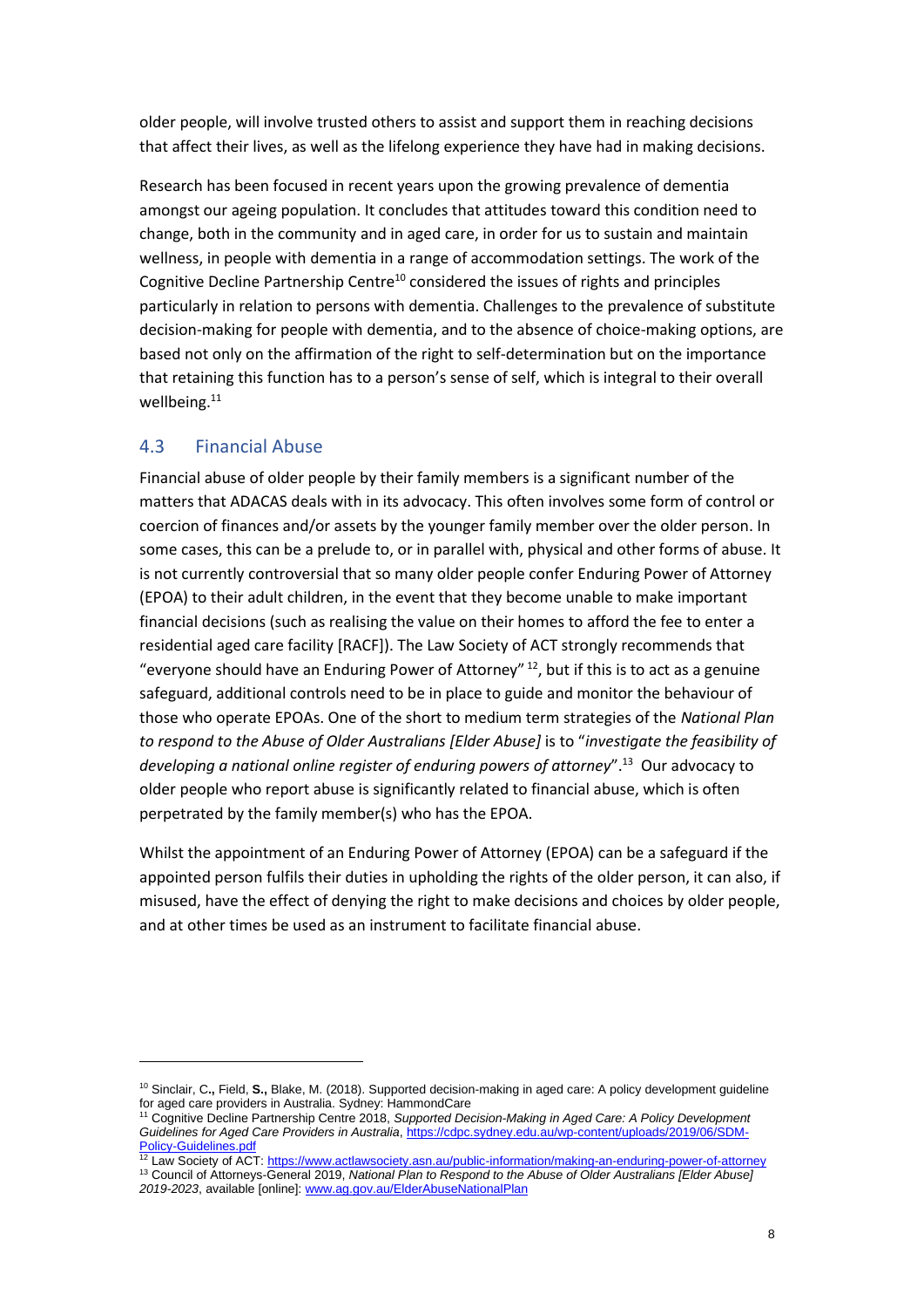older people, will involve trusted others to assist and support them in reaching decisions that affect their lives, as well as the lifelong experience they have had in making decisions.

Research has been focused in recent years upon the growing prevalence of dementia amongst our ageing population. It concludes that attitudes toward this condition need to change, both in the community and in aged care, in order for us to sustain and maintain wellness, in people with dementia in a range of accommodation settings. The work of the Cognitive Decline Partnership Centre[10] considered the issues of rights and principles particularly in relation to persons with dementia. Challenges to the prevalence of substitute decision-making for people with dementia, and to the absence of choice-making options, are based not only on the affirmation of the right to self-determination but on the importance that retaining this function has to a person's sense of self, which is integral to their overall wellbeing.[11]

## 4.3 Financial Abuse

Financial abuse of older people by their family members is a significant number of the matters that ADACAS deals with in its advocacy. This often involves some form of control or coercion of finances and/or assets by the younger family member over the older person. In some cases, this can be a prelude to, or in parallel with, physical and other forms of abuse. It is not currently controversial that so many older people confer Enduring Power of Attorney (EPOA) to their adult children, in the event that they become unable to make important financial decisions (such as realising the value on their homes to afford the fee to enter a residential aged care facility [RACF]). The Law Society of ACT strongly recommends that "everyone should have an Enduring Power of Attorney" [12], but if this is to act as a genuine safeguard, additional controls need to be in place to guide and monitor the behaviour of those who operate EPOAs. One of the short to medium term strategies of the *National Plan to respond to the Abuse of Older Australians [Elder Abuse]* is to "*investigate the feasibility of developing a national online register of enduring powers of attorney*".[13] Our advocacy to older people who report abuse is significantly related to financial abuse, which is often perpetrated by the family member(s) who has the EPOA.

Whilst the appointment of an Enduring Power of Attorney (EPOA) can be a safeguard if the appointed person fulfils their duties in upholding the rights of the older person, it can also, if misused, have the effect of denying the right to make decisions and choices by older people, and at other times be used as an instrument to facilitate financial abuse.

---

[10] Sinclair, C**.,** Field, **S.,** Blake, M. (2018). Supported decision-making in aged care: A policy development guideline for aged care providers in Australia. Sydney: HammondCare

[11] Cognitive Decline Partnership Centre 2018, *Supported Decision-Making in Aged Care: A Policy Development Guidelines for Aged Care Providers in Australia*, https://cdpc.sydney.edu.au/wp-content/uploads/2019/06/SDM-Policy-Guidelines.pdf

[12] Law Society of ACT: https://www.actlawsociety.asn.au/public-information/making-an-enduring-power-of-attorney

[13] Council of Attorneys-General 2019, *National Plan to Respond to the Abuse of Older Australians [Elder Abuse] 2019-2023*, available [online]: www.ag.gov.au/ElderAbuseNationalPlan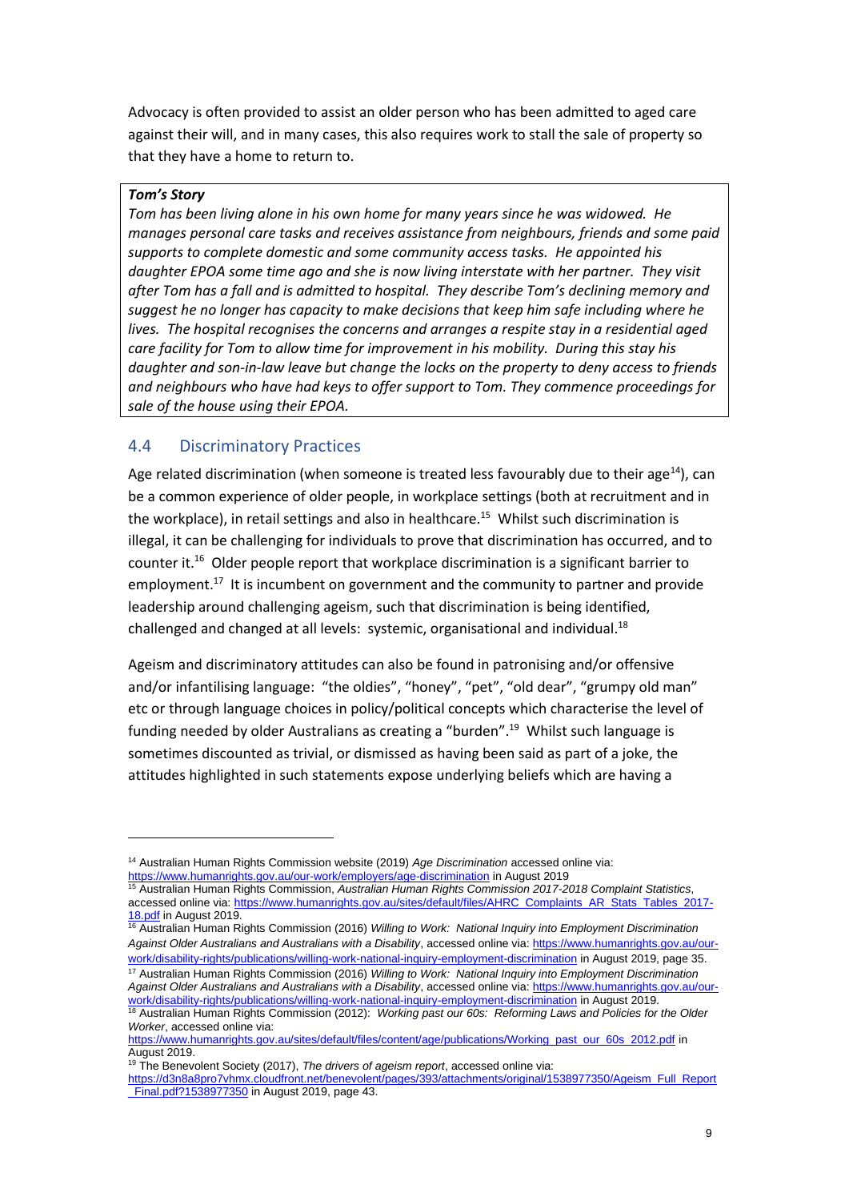Advocacy is often provided to assist an older person who has been admitted to aged care against their will, and in many cases, this also requires work to stall the sale of property so that they have a home to return to.

> ***Tom's Story***
>
> *Tom has been living alone in his own home for many years since he was widowed. He manages personal care tasks and receives assistance from neighbours, friends and some paid supports to complete domestic and some community access tasks. He appointed his daughter EPOA some time ago and she is now living interstate with her partner. They visit after Tom has a fall and is admitted to hospital. They describe Tom's declining memory and suggest he no longer has capacity to make decisions that keep him safe including where he lives. The hospital recognises the concerns and arranges a respite stay in a residential aged care facility for Tom to allow time for improvement in his mobility. During this stay his daughter and son-in-law leave but change the locks on the property to deny access to friends and neighbours who have had keys to offer support to Tom. They commence proceedings for sale of the house using their EPOA.*

## 4.4 Discriminatory Practices

Age related discrimination (when someone is treated less favourably due to their age[14]), can be a common experience of older people, in workplace settings (both at recruitment and in the workplace), in retail settings and also in healthcare.[15] Whilst such discrimination is illegal, it can be challenging for individuals to prove that discrimination has occurred, and to counter it.[16] Older people report that workplace discrimination is a significant barrier to employment.[17] It is incumbent on government and the community to partner and provide leadership around challenging ageism, such that discrimination is being identified, challenged and changed at all levels: systemic, organisational and individual.[18]

Ageism and discriminatory attitudes can also be found in patronising and/or offensive and/or infantilising language: "the oldies", "honey", "pet", "old dear", "grumpy old man" etc or through language choices in policy/political concepts which characterise the level of funding needed by older Australians as creating a "burden".[19] Whilst such language is sometimes discounted as trivial, or dismissed as having been said as part of a joke, the attitudes highlighted in such statements expose underlying beliefs which are having a

---

[14] Australian Human Rights Commission website (2019) *Age Discrimination* accessed online via: https://www.humanrights.gov.au/our-work/employers/age-discrimination in August 2019

[15] Australian Human Rights Commission, *Australian Human Rights Commission 2017-2018 Complaint Statistics*, accessed online via: https://www.humanrights.gov.au/sites/default/files/AHRC_Complaints_AR_Stats_Tables_2017-18.pdf in August 2019.

[16] Australian Human Rights Commission (2016) *Willing to Work: National Inquiry into Employment Discrimination Against Older Australians and Australians with a Disability*, accessed online via: https://www.humanrights.gov.au/our-work/disability-rights/publications/willing-work-national-inquiry-employment-discrimination in August 2019, page 35.

[17] Australian Human Rights Commission (2016) *Willing to Work: National Inquiry into Employment Discrimination Against Older Australians and Australians with a Disability*, accessed online via: https://www.humanrights.gov.au/our-work/disability-rights/publications/willing-work-national-inquiry-employment-discrimination in August 2019.

[18] Australian Human Rights Commission (2012): *Working past our 60s: Reforming Laws and Policies for the Older Worker*, accessed online via: https://www.humanrights.gov.au/sites/default/files/content/age/publications/Working_past_our_60s_2012.pdf in August 2019.

[19] The Benevolent Society (2017), *The drivers of ageism report*, accessed online via: https://d3n8a8pro7vhmx.cloudfront.net/benevolent/pages/393/attachments/original/1538977350/Ageism_Full_Report_Final.pdf?1538977350 in August 2019, page 43.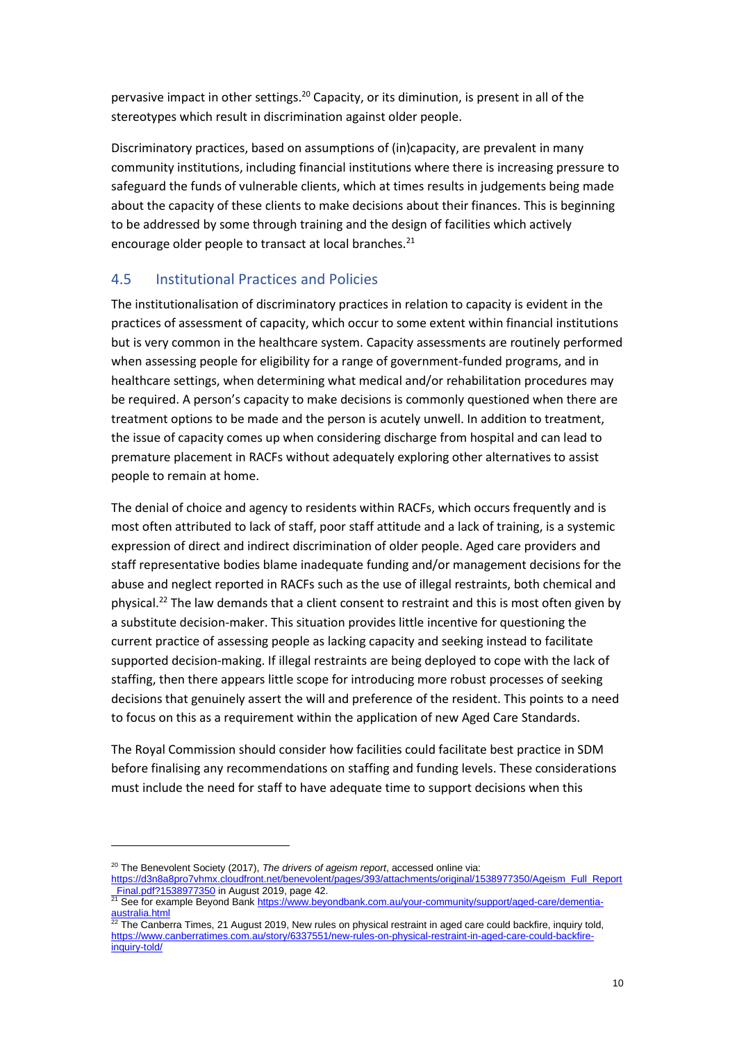pervasive impact in other settings.[20] Capacity, or its diminution, is present in all of the stereotypes which result in discrimination against older people.

Discriminatory practices, based on assumptions of (in)capacity, are prevalent in many community institutions, including financial institutions where there is increasing pressure to safeguard the funds of vulnerable clients, which at times results in judgements being made about the capacity of these clients to make decisions about their finances. This is beginning to be addressed by some through training and the design of facilities which actively encourage older people to transact at local branches.[21]

## 4.5 Institutional Practices and Policies

The institutionalisation of discriminatory practices in relation to capacity is evident in the practices of assessment of capacity, which occur to some extent within financial institutions but is very common in the healthcare system. Capacity assessments are routinely performed when assessing people for eligibility for a range of government-funded programs, and in healthcare settings, when determining what medical and/or rehabilitation procedures may be required. A person's capacity to make decisions is commonly questioned when there are treatment options to be made and the person is acutely unwell. In addition to treatment, the issue of capacity comes up when considering discharge from hospital and can lead to premature placement in RACFs without adequately exploring other alternatives to assist people to remain at home.

The denial of choice and agency to residents within RACFs, which occurs frequently and is most often attributed to lack of staff, poor staff attitude and a lack of training, is a systemic expression of direct and indirect discrimination of older people. Aged care providers and staff representative bodies blame inadequate funding and/or management decisions for the abuse and neglect reported in RACFs such as the use of illegal restraints, both chemical and physical.[22] The law demands that a client consent to restraint and this is most often given by a substitute decision-maker. This situation provides little incentive for questioning the current practice of assessing people as lacking capacity and seeking instead to facilitate supported decision-making. If illegal restraints are being deployed to cope with the lack of staffing, then there appears little scope for introducing more robust processes of seeking decisions that genuinely assert the will and preference of the resident. This points to a need to focus on this as a requirement within the application of new Aged Care Standards.

The Royal Commission should consider how facilities could facilitate best practice in SDM before finalising any recommendations on staffing and funding levels. These considerations must include the need for staff to have adequate time to support decisions when this

---

[20] The Benevolent Society (2017), *The drivers of ageism report*, accessed online via: https://d3n8a8pro7vhmx.cloudfront.net/benevolent/pages/393/attachments/original/1538977350/Ageism_Full_Report_Final.pdf?1538977350 in August 2019, page 42.

[21] See for example Beyond Bank https://www.beyondbank.com.au/your-community/support/aged-care/dementia-australia.html

[22] The Canberra Times, 21 August 2019, New rules on physical restraint in aged care could backfire, inquiry told, https://www.canberratimes.com.au/story/6337551/new-rules-on-physical-restraint-in-aged-care-could-backfire-inquiry-told/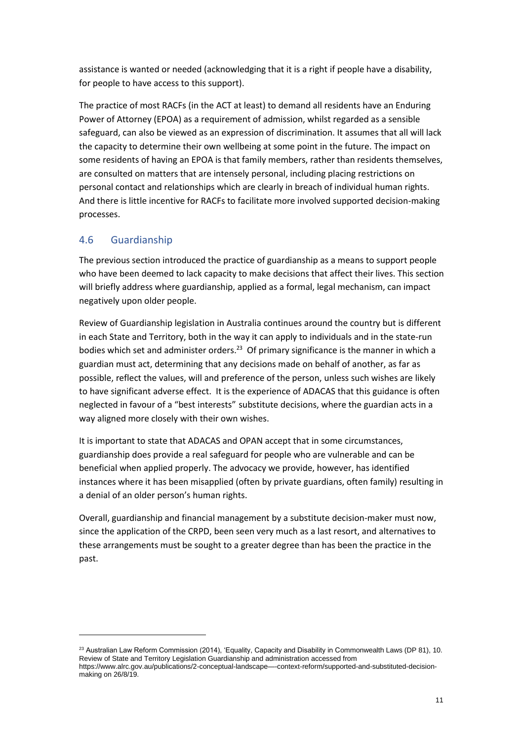assistance is wanted or needed (acknowledging that it is a right if people have a disability, for people to have access to this support).

The practice of most RACFs (in the ACT at least) to demand all residents have an Enduring Power of Attorney (EPOA) as a requirement of admission, whilst regarded as a sensible safeguard, can also be viewed as an expression of discrimination. It assumes that all will lack the capacity to determine their own wellbeing at some point in the future. The impact on some residents of having an EPOA is that family members, rather than residents themselves, are consulted on matters that are intensely personal, including placing restrictions on personal contact and relationships which are clearly in breach of individual human rights. And there is little incentive for RACFs to facilitate more involved supported decision-making processes.

## 4.6 Guardianship

The previous section introduced the practice of guardianship as a means to support people who have been deemed to lack capacity to make decisions that affect their lives. This section will briefly address where guardianship, applied as a formal, legal mechanism, can impact negatively upon older people.

Review of Guardianship legislation in Australia continues around the country but is different in each State and Territory, both in the way it can apply to individuals and in the state-run bodies which set and administer orders.[23] Of primary significance is the manner in which a guardian must act, determining that any decisions made on behalf of another, as far as possible, reflect the values, will and preference of the person, unless such wishes are likely to have significant adverse effect. It is the experience of ADACAS that this guidance is often neglected in favour of a "best interests" substitute decisions, where the guardian acts in a way aligned more closely with their own wishes.

It is important to state that ADACAS and OPAN accept that in some circumstances, guardianship does provide a real safeguard for people who are vulnerable and can be beneficial when applied properly. The advocacy we provide, however, has identified instances where it has been misapplied (often by private guardians, often family) resulting in a denial of an older person's human rights.

Overall, guardianship and financial management by a substitute decision-maker must now, since the application of the CRPD, been seen very much as a last resort, and alternatives to these arrangements must be sought to a greater degree than has been the practice in the past.

---

[23] Australian Law Reform Commission (2014), 'Equality, Capacity and Disability in Commonwealth Laws (DP 81), 10. Review of State and Territory Legislation Guardianship and administration accessed from https://www.alrc.gov.au/publications/2-conceptual-landscape—-context-reform/supported-and-substituted-decision-making on 26/8/19.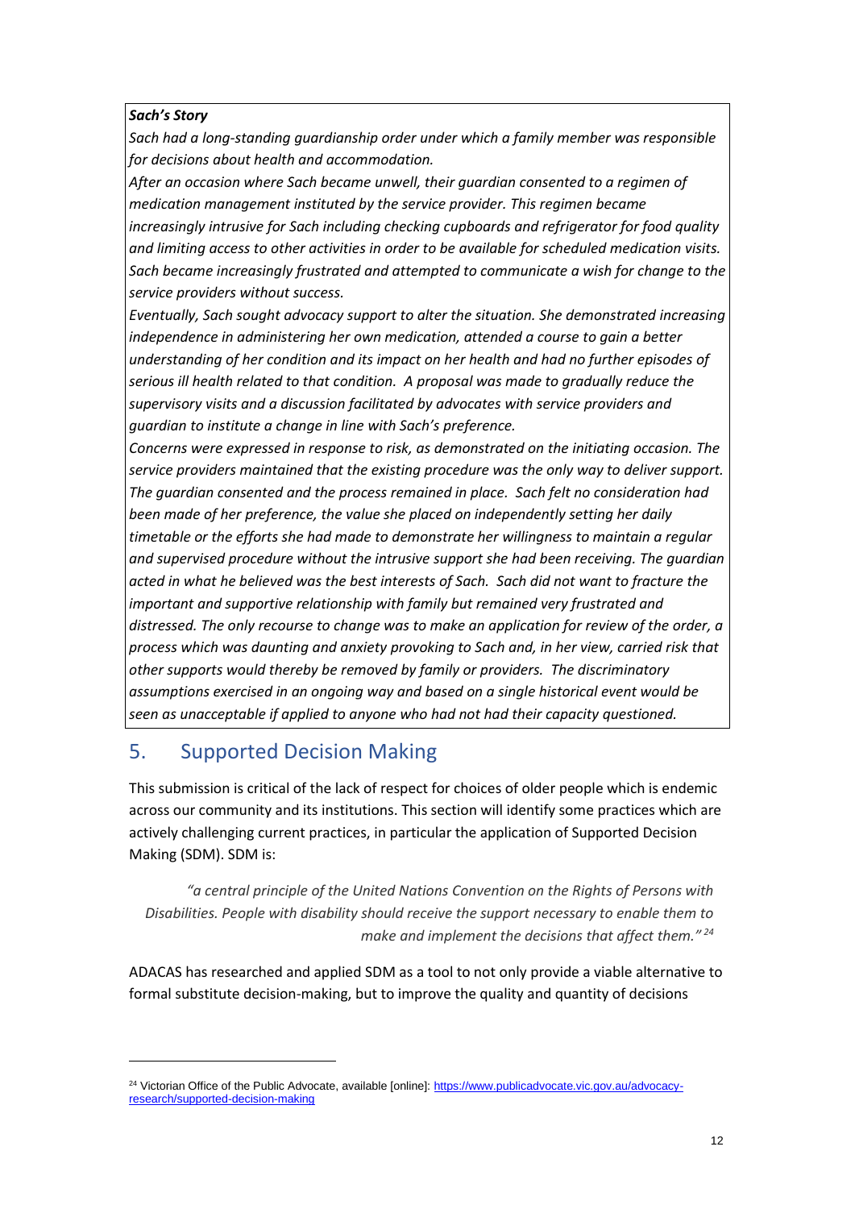***Sach's Story***

*Sach had a long-standing guardianship order under which a family member was responsible for decisions about health and accommodation.*

*After an occasion where Sach became unwell, their guardian consented to a regimen of medication management instituted by the service provider. This regimen became increasingly intrusive for Sach including checking cupboards and refrigerator for food quality and limiting access to other activities in order to be available for scheduled medication visits. Sach became increasingly frustrated and attempted to communicate a wish for change to the service providers without success.*

*Eventually, Sach sought advocacy support to alter the situation. She demonstrated increasing independence in administering her own medication, attended a course to gain a better understanding of her condition and its impact on her health and had no further episodes of serious ill health related to that condition. A proposal was made to gradually reduce the supervisory visits and a discussion facilitated by advocates with service providers and guardian to institute a change in line with Sach's preference.*

*Concerns were expressed in response to risk, as demonstrated on the initiating occasion. The service providers maintained that the existing procedure was the only way to deliver support. The guardian consented and the process remained in place. Sach felt no consideration had been made of her preference, the value she placed on independently setting her daily timetable or the efforts she had made to demonstrate her willingness to maintain a regular and supervised procedure without the intrusive support she had been receiving. The guardian acted in what he believed was the best interests of Sach. Sach did not want to fracture the important and supportive relationship with family but remained very frustrated and distressed. The only recourse to change was to make an application for review of the order, a process which was daunting and anxiety provoking to Sach and, in her view, carried risk that other supports would thereby be removed by family or providers. The discriminatory assumptions exercised in an ongoing way and based on a single historical event would be seen as unacceptable if applied to anyone who had not had their capacity questioned.*

## 5. Supported Decision Making

This submission is critical of the lack of respect for choices of older people which is endemic across our community and its institutions. This section will identify some practices which are actively challenging current practices, in particular the application of Supported Decision Making (SDM). SDM is:

> *"a central principle of the United Nations Convention on the Rights of Persons with Disabilities. People with disability should receive the support necessary to enable them to make and implement the decisions that affect them."* [24]

ADACAS has researched and applied SDM as a tool to not only provide a viable alternative to formal substitute decision-making, but to improve the quality and quantity of decisions

[24] Victorian Office of the Public Advocate, available [online]: https://www.publicadvocate.vic.gov.au/advocacy-research/supported-decision-making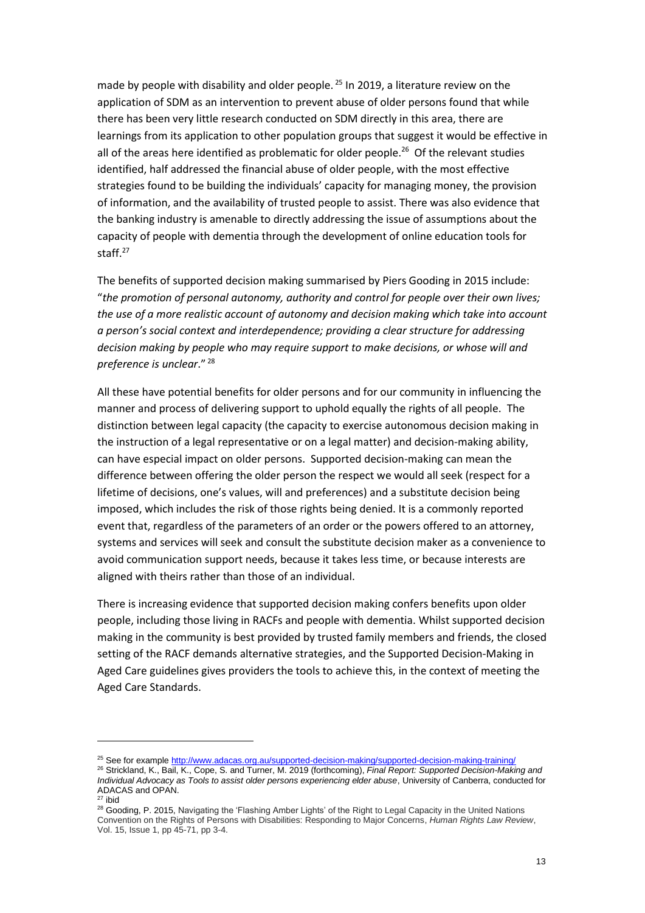made by people with disability and older people. [25] In 2019, a literature review on the application of SDM as an intervention to prevent abuse of older persons found that while there has been very little research conducted on SDM directly in this area, there are learnings from its application to other population groups that suggest it would be effective in all of the areas here identified as problematic for older people.[26] Of the relevant studies identified, half addressed the financial abuse of older people, with the most effective strategies found to be building the individuals' capacity for managing money, the provision of information, and the availability of trusted people to assist. There was also evidence that the banking industry is amenable to directly addressing the issue of assumptions about the capacity of people with dementia through the development of online education tools for staff.[27]

The benefits of supported decision making summarised by Piers Gooding in 2015 include: "*the promotion of personal autonomy, authority and control for people over their own lives; the use of a more realistic account of autonomy and decision making which take into account a person's social context and interdependence; providing a clear structure for addressing decision making by people who may require support to make decisions, or whose will and preference is unclear*." [28]

All these have potential benefits for older persons and for our community in influencing the manner and process of delivering support to uphold equally the rights of all people. The distinction between legal capacity (the capacity to exercise autonomous decision making in the instruction of a legal representative or on a legal matter) and decision-making ability, can have especial impact on older persons. Supported decision-making can mean the difference between offering the older person the respect we would all seek (respect for a lifetime of decisions, one's values, will and preferences) and a substitute decision being imposed, which includes the risk of those rights being denied. It is a commonly reported event that, regardless of the parameters of an order or the powers offered to an attorney, systems and services will seek and consult the substitute decision maker as a convenience to avoid communication support needs, because it takes less time, or because interests are aligned with theirs rather than those of an individual.

There is increasing evidence that supported decision making confers benefits upon older people, including those living in RACFs and people with dementia. Whilst supported decision making in the community is best provided by trusted family members and friends, the closed setting of the RACF demands alternative strategies, and the Supported Decision-Making in Aged Care guidelines gives providers the tools to achieve this, in the context of meeting the Aged Care Standards.

---

[25] See for example http://www.adacas.org.au/supported-decision-making/supported-decision-making-training/

[26] Strickland, K., Bail, K., Cope, S. and Turner, M. 2019 (forthcoming), *Final Report: Supported Decision-Making and Individual Advocacy as Tools to assist older persons experiencing elder abuse*, University of Canberra, conducted for ADACAS and OPAN.

[27] ibid

[28] Gooding, P. 2015, Navigating the 'Flashing Amber Lights' of the Right to Legal Capacity in the United Nations Convention on the Rights of Persons with Disabilities: Responding to Major Concerns, *Human Rights Law Review*, Vol. 15, Issue 1, pp 45-71, pp 3-4.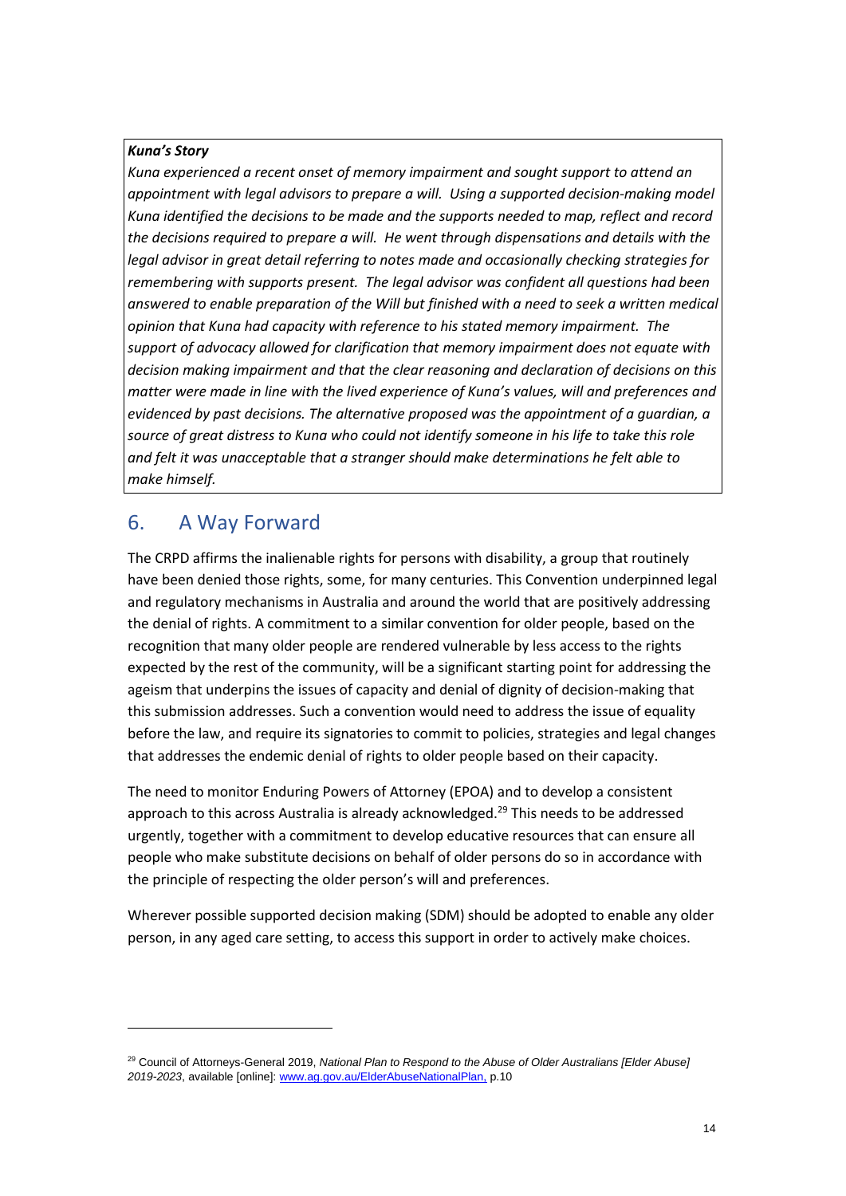***Kuna's Story***

*Kuna experienced a recent onset of memory impairment and sought support to attend an appointment with legal advisors to prepare a will. Using a supported decision-making model Kuna identified the decisions to be made and the supports needed to map, reflect and record the decisions required to prepare a will. He went through dispensations and details with the legal advisor in great detail referring to notes made and occasionally checking strategies for remembering with supports present. The legal advisor was confident all questions had been answered to enable preparation of the Will but finished with a need to seek a written medical opinion that Kuna had capacity with reference to his stated memory impairment. The support of advocacy allowed for clarification that memory impairment does not equate with decision making impairment and that the clear reasoning and declaration of decisions on this matter were made in line with the lived experience of Kuna's values, will and preferences and evidenced by past decisions. The alternative proposed was the appointment of a guardian, a source of great distress to Kuna who could not identify someone in his life to take this role and felt it was unacceptable that a stranger should make determinations he felt able to make himself.*

## 6. A Way Forward

The CRPD affirms the inalienable rights for persons with disability, a group that routinely have been denied those rights, some, for many centuries. This Convention underpinned legal and regulatory mechanisms in Australia and around the world that are positively addressing the denial of rights. A commitment to a similar convention for older people, based on the recognition that many older people are rendered vulnerable by less access to the rights expected by the rest of the community, will be a significant starting point for addressing the ageism that underpins the issues of capacity and denial of dignity of decision-making that this submission addresses. Such a convention would need to address the issue of equality before the law, and require its signatories to commit to policies, strategies and legal changes that addresses the endemic denial of rights to older people based on their capacity.

The need to monitor Enduring Powers of Attorney (EPOA) and to develop a consistent approach to this across Australia is already acknowledged.[29] This needs to be addressed urgently, together with a commitment to develop educative resources that can ensure all people who make substitute decisions on behalf of older persons do so in accordance with the principle of respecting the older person's will and preferences.

Wherever possible supported decision making (SDM) should be adopted to enable any older person, in any aged care setting, to access this support in order to actively make choices.

---

[29] Council of Attorneys-General 2019, *National Plan to Respond to the Abuse of Older Australians [Elder Abuse] 2019-2023*, available [online]: www.ag.gov.au/ElderAbuseNationalPlan, p.10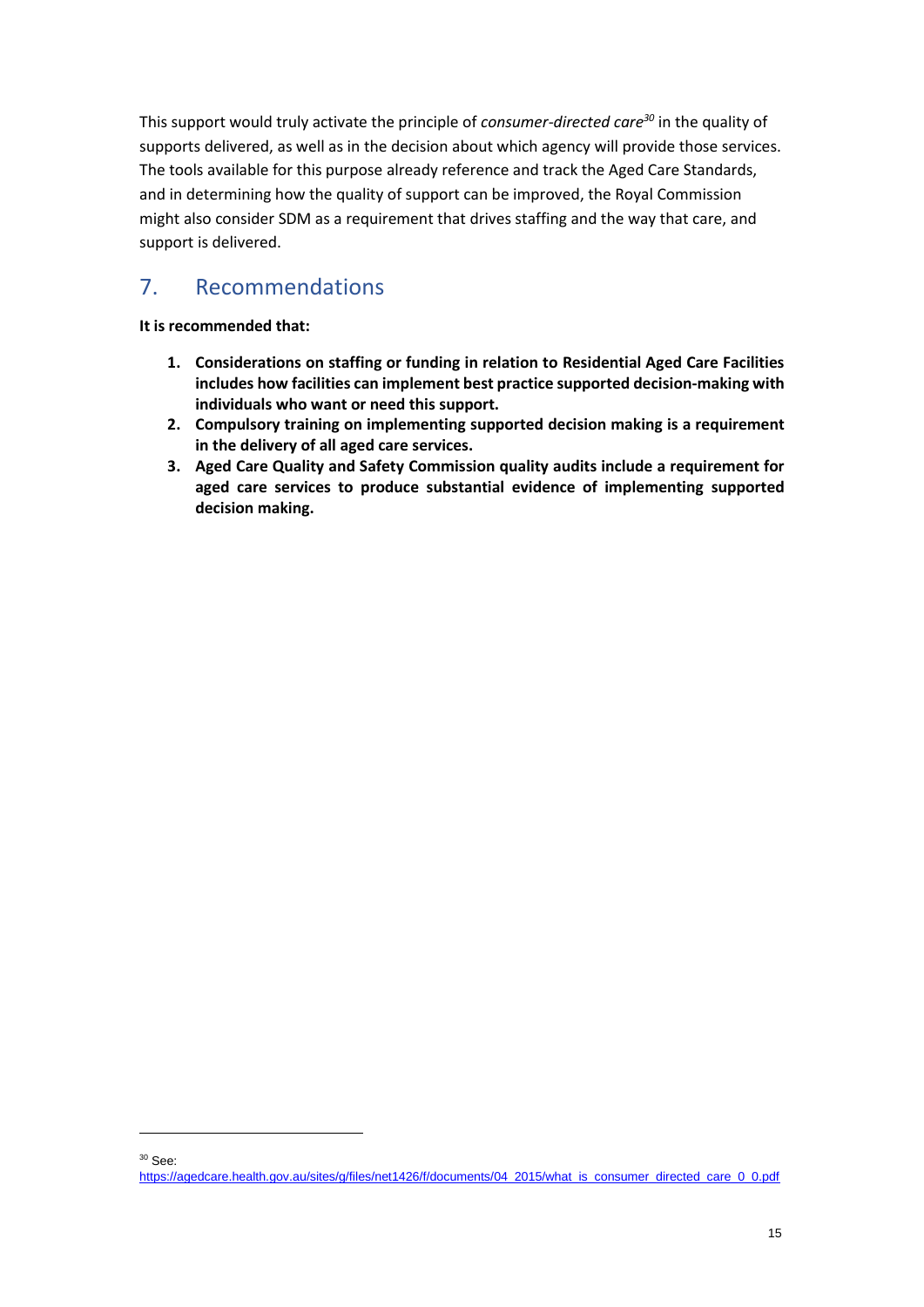This support would truly activate the principle of *consumer-directed care*[30] in the quality of supports delivered, as well as in the decision about which agency will provide those services. The tools available for this purpose already reference and track the Aged Care Standards, and in determining how the quality of support can be improved, the Royal Commission might also consider SDM as a requirement that drives staffing and the way that care, and support is delivered.

## 7. Recommendations

**It is recommended that:**

1. **Considerations on staffing or funding in relation to Residential Aged Care Facilities includes how facilities can implement best practice supported decision-making with individuals who want or need this support.**
2. **Compulsory training on implementing supported decision making is a requirement in the delivery of all aged care services.**
3. **Aged Care Quality and Safety Commission quality audits include a requirement for aged care services to produce substantial evidence of implementing supported decision making.**

---

[30] See: https://agedcare.health.gov.au/sites/g/files/net1426/f/documents/04_2015/what_is_consumer_directed_care_0_0.pdf